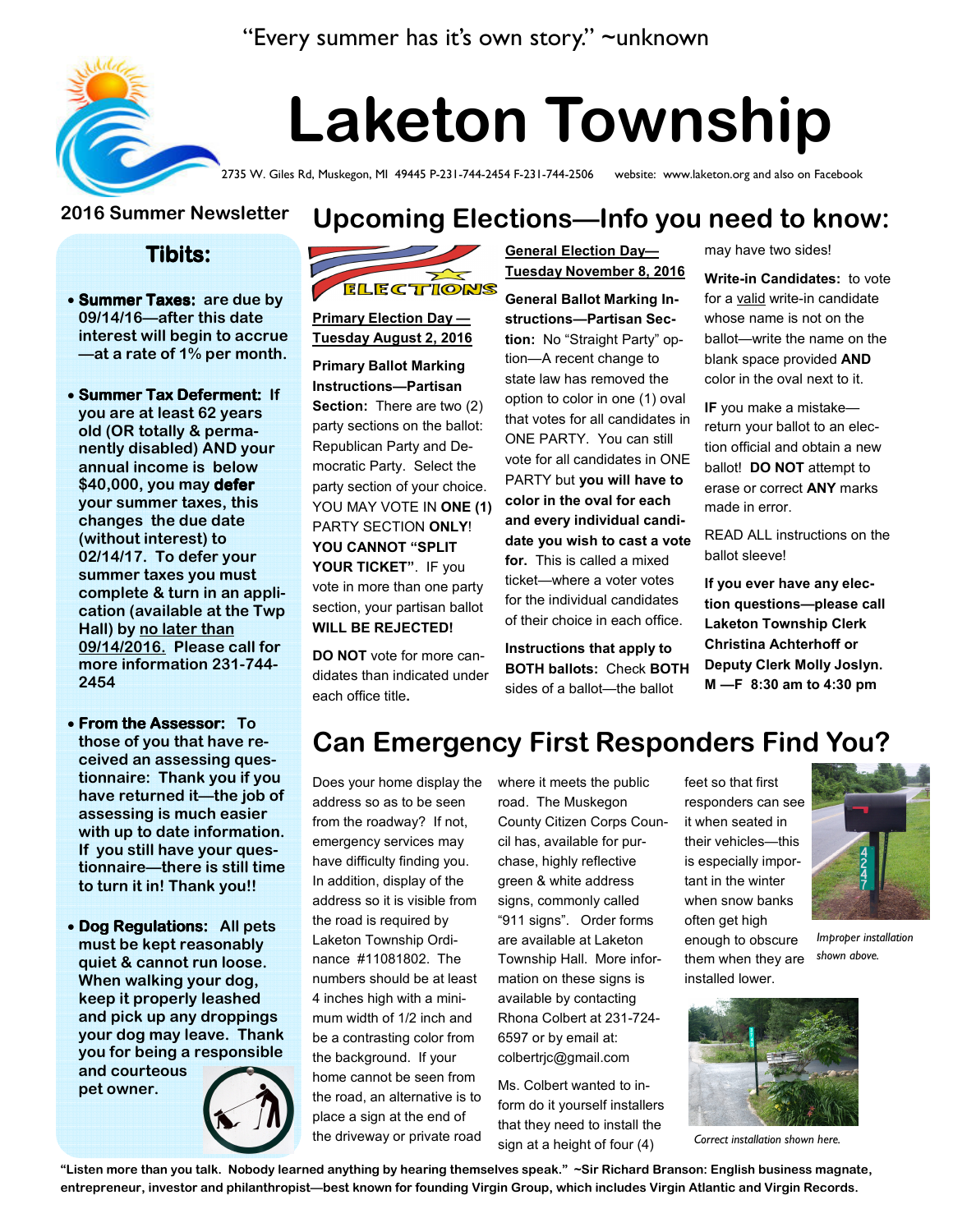“Every summer has it’s own story.” ~unknown

# Laketon Township

2735 W. Giles Rd, Muskegon, MI 49445 P-231-744-2454 F-231-744-2506 website: www.laketon.org and also on Facebook

**2016 Summer Newsletter**

## Tibits:

- **Summer Taxes:** are due by 09/14/16—after this date interest will begin to accrue—at a rate of 1% per month.
- **Summer Tax Deferment:** If you are at least 62 years old (OR totally & permanently disabled) AND your annual income is below $40,000, you may **defer** your summer taxes, this changes the due date (without interest) to 02/14/17. To defer your summer taxes you must complete & turn in an application (available at the Twp Hall) by <u>no later than 09/14/2016.</u> Please call for more information 231-744-2454
- **From the Assessor:** To those of you that have received an assessing questionnaire: Thank you if you have returned it—the job of assessing is much easier with up to date information. If you still have your questionnaire—there is still time to turn it in! Thank you!!
- **Dog Regulations:** All pets must be kept reasonably quiet & cannot run loose. When walking your dog, keep it properly leashed and pick up any droppings your dog may leave. Thank you for being a responsible and courteous pet owner.

## Upcoming Elections—Info you need to know:

ELECTIONS

<u>**Primary Election Day — Tuesday August 2, 2016**</u>

**Primary Ballot Marking Instructions—Partisan Section:** There are two (2) party sections on the ballot: Republican Party and Democratic Party. Select the party section of your choice. YOU MAY VOTE IN **ONE (1)** PARTY SECTION **ONLY**! **YOU CANNOT “SPLIT YOUR TICKET”**. IF you vote in more than one party section, your partisan ballot **WILL BE REJECTED!**

**DO NOT** vote for more candidates than indicated under each office title.

<u>**General Election Day— Tuesday November 8, 2016**</u>

**General Ballot Marking Instructions—Partisan Section:** No “Straight Party” option—A recent change to state law has removed the option to color in one (1) oval that votes for all candidates in ONE PARTY. You can still vote for all candidates in ONE PARTY but **you will have to color in the oval for each and every individual candidate you wish to cast a vote for.** This is called a mixed ticket—where a voter votes for the individual candidates of their choice in each office.

**Instructions that apply to BOTH ballots:** Check **BOTH** sides of a ballot—the ballot may have two sides!

**Write-in Candidates:** to vote for a <u>valid</u> write-in candidate whose name is not on the ballot—write the name on the blank space provided **AND** color in the oval next to it.

**IF** you make a mistake—return your ballot to an election official and obtain a new ballot! **DO NOT** attempt to erase or correct **ANY** marks made in error.

READ ALL instructions on the ballot sleeve!

**If you ever have any election questions—please call Laketon Township Clerk Christina Achterhoff or Deputy Clerk Molly Joslyn. M —F 8:30 am to 4:30 pm**

## Can Emergency First Responders Find You?

Does your home display the address so as to be seen from the roadway? If not, emergency services may have difficulty finding you. In addition, display of the address so it is visible from the road is required by Laketon Township Ordinance #11081802. The numbers should be at least 4 inches high with a minimum width of 1/2 inch and be a contrasting color from the background. If your home cannot be seen from the road, an alternative is to place a sign at the end of the driveway or private road where it meets the public road. The Muskegon County Citizen Corps Council has, available for purchase, highly reflective green & white address signs, commonly called “911 signs”. Order forms are available at Laketon Township Hall. More information on these signs is available by contacting Rhona Colbert at 231-724-6597 or by email at: colbertrjc@gmail.com

Ms. Colbert wanted to inform do it yourself installers that they need to install the sign at a height of four (4) feet so that first responders can see it when seated in their vehicles—this is especially important in the winter when snow banks often get high enough to obscure them when they are installed lower.

*Improper installation shown above.*

*Correct installation shown here.*

**“Listen more than you talk. Nobody learned anything by hearing themselves speak.” ~Sir Richard Branson: English business magnate, entrepreneur, investor and philanthropist—best known for founding Virgin Group, which includes Virgin Atlantic and Virgin Records.**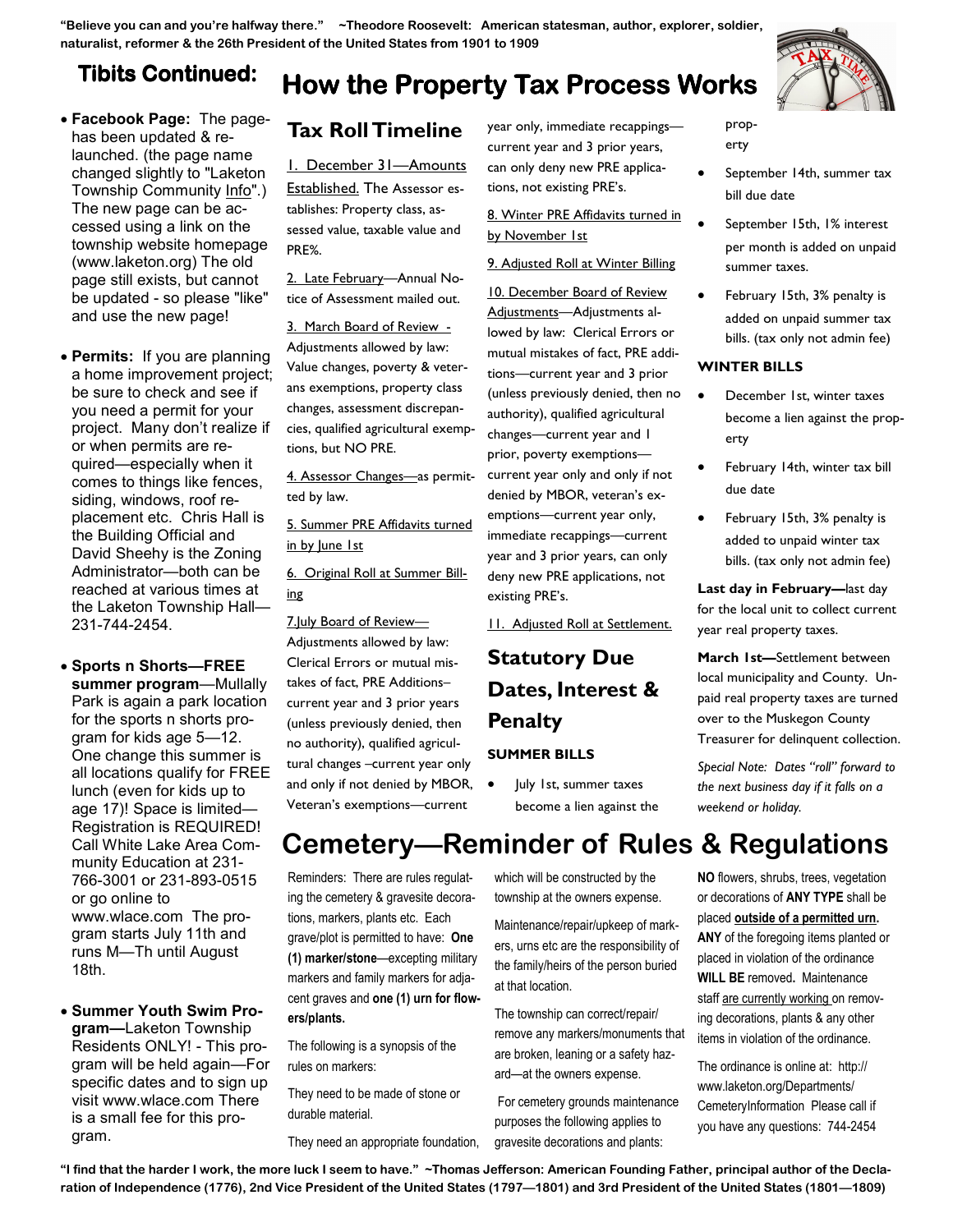"Believe you can and you're halfway there." ~Theodore Roosevelt: American statesman, author, explorer, soldier, naturalist, reformer & the 26th President of the United States from 1901 to 1909

## Tibits Continued:

- **Facebook Page:** The page has been updated & re-launched. (the page name changed slightly to "Laketon Township Community Info".) The new page can be accessed using a link on the township website homepage (www.laketon.org) The old page still exists, but cannot be updated - so please "like" and use the new page!

- **Permits:** If you are planning a home improvement project; be sure to check and see if you need a permit for your project. Many don't realize if or when permits are required—especially when it comes to things like fences, siding, windows, roof replacement etc. Chris Hall is the Building Official and David Sheehy is the Zoning Administrator—both can be reached at various times at the Laketon Township Hall—231-744-2454.

- **Sports n Shorts—FREE summer program**—Mullally Park is again a park location for the sports n shorts program for kids age 5—12. One change this summer is all locations qualify for FREE lunch (even for kids up to age 17)! Space is limited—Registration is REQUIRED! Call White Lake Area Community Education at 231-766-3001 or 231-893-0515 or go online to www.wlace.com The program starts July 11th and runs M—Th until August 18th.

- **Summer Youth Swim Program—**Laketon Township Residents ONLY! - This program will be held again—For specific dates and to sign up visit www.wlace.com There is a small fee for this program.

# How the Property Tax Process Works

## Tax Roll Timeline

1. December 31—Amounts Established. The Assessor establishes: Property class, assessed value, taxable value and PRE%.

2. Late February—Annual Notice of Assessment mailed out.

3. March Board of Review - Adjustments allowed by law: Value changes, poverty & veterans exemptions, property class changes, assessment discrepancies, qualified agricultural exemptions, but NO PRE.

4. Assessor Changes—as permitted by law.

5. Summer PRE Affidavits turned in by June 1st

6. Original Roll at Summer Billing

7. July Board of Review—Adjustments allowed by law: Clerical Errors or mutual mistakes of fact, PRE Additions–current year and 3 prior years (unless previously denied, then no authority), qualified agricultural changes –current year only and only if not denied by MBOR, Veteran's exemptions—current year only, immediate recappings—current year and 3 prior years, can only deny new PRE applications, not existing PRE's.

8. Winter PRE Affidavits turned in by November 1st

9. Adjusted Roll at Winter Billing

10. December Board of Review Adjustments—Adjustments allowed by law: Clerical Errors or mutual mistakes of fact, PRE additions—current year and 3 prior (unless previously denied, then no authority), qualified agricultural changes—current year and 1 prior, poverty exemptions—current year only and only if not denied by MBOR, veteran's exemptions—current year only, immediate recappings—current year and 3 prior years, can only deny new PRE applications, not existing PRE's.

11. Adjusted Roll at Settlement.

## Statutory Due Dates, Interest & Penalty

**SUMMER BILLS**

- July 1st, summer taxes become a lien against the property
- September 14th, summer tax bill due date
- September 15th, 1% interest per month is added on unpaid summer taxes.
- February 15th, 3% penalty is added on unpaid summer tax bills. (tax only not admin fee)

**WINTER BILLS**

- December 1st, winter taxes become a lien against the property
- February 14th, winter tax bill due date
- February 15th, 3% penalty is added to unpaid winter tax bills. (tax only not admin fee)

**Last day in February—**last day for the local unit to collect current year real property taxes.

**March 1st—**Settlement between local municipality and County. Unpaid real property taxes are turned over to the Muskegon County Treasurer for delinquent collection.

*Special Note: Dates "roll" forward to the next business day if it falls on a weekend or holiday.*

# Cemetery—Reminder of Rules & Regulations

Reminders: There are rules regulating the cemetery & gravesite decorations, markers, plants etc. Each grave/plot is permitted to have: **One (1) marker/stone**—excepting military markers and family markers for adjacent graves and **one (1) urn for flowers/plants.**

The following is a synopsis of the rules on markers:

They need to be made of stone or durable material.

They need an appropriate foundation, which will be constructed by the township at the owners expense.

Maintenance/repair/upkeep of markers, urns etc are the responsibility of the family/heirs of the person buried at that location.

The township can correct/repair/remove any markers/monuments that are broken, leaning or a safety hazard—at the owners expense.

For cemetery grounds maintenance purposes the following applies to gravesite decorations and plants:

**NO** flowers, shrubs, trees, vegetation or decorations of **ANY TYPE** shall be placed **outside of a permitted urn.** **ANY** of the foregoing items planted or placed in violation of the ordinance **WILL BE** removed**.** Maintenance staff are currently working on removing decorations, plants & any other items in violation of the ordinance.

The ordinance is online at: http://www.laketon.org/Departments/CemeteryInformation Please call if you have any questions: 744-2454

"I find that the harder I work, the more luck I seem to have." ~Thomas Jefferson: American Founding Father, principal author of the Declaration of Independence (1776), 2nd Vice President of the United States (1797—1801) and 3rd President of the United States (1801—1809)